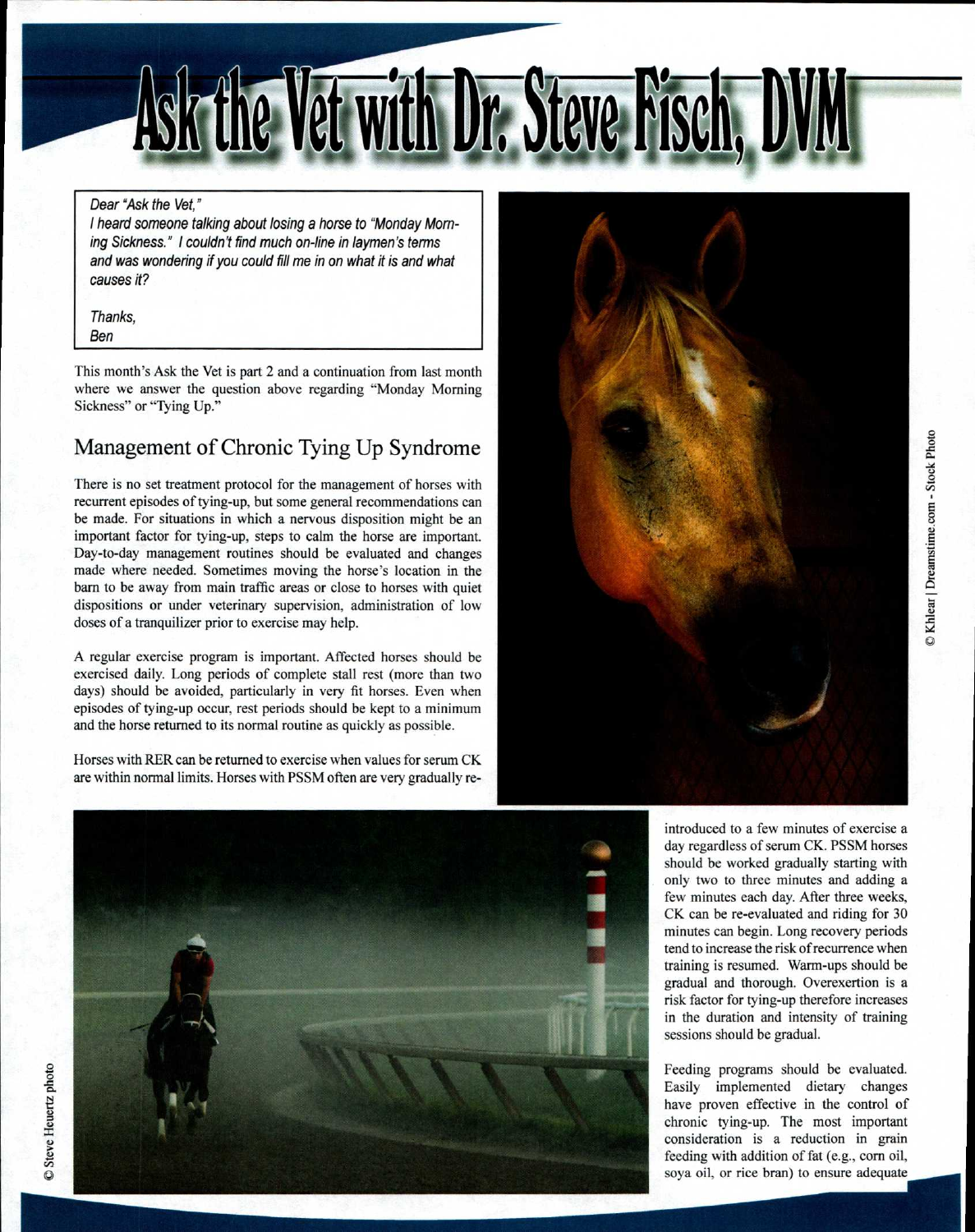# Ask the Vet with Dr. Steve Fisch, DVM

*Dear "Ask the Vet,"*

*I heard someone talking about losing a horse to "Monday Morning Sickness." I couldn't find much on-line in laymen's terms and was wondering if you could fill me in on what it is and what causes it?*

*Thanks,*
*Ben*

This month's Ask the Vet is part 2 and a continuation from last month where we answer the question above regarding "Monday Morning Sickness" or "Tying Up."

## Management of Chronic Tying Up Syndrome

There is no set treatment protocol for the management of horses with recurrent episodes of tying-up, but some general recommendations can be made. For situations in which a nervous disposition might be an important factor for tying-up, steps to calm the horse are important. Day-to-day management routines should be evaluated and changes made where needed. Sometimes moving the horse's location in the barn to be away from main traffic areas or close to horses with quiet dispositions or under veterinary supervision, administration of low doses of a tranquilizer prior to exercise may help.

A regular exercise program is important. Affected horses should be exercised daily. Long periods of complete stall rest (more than two days) should be avoided, particularly in very fit horses. Even when episodes of tying-up occur, rest periods should be kept to a minimum and the horse returned to its normal routine as quickly as possible.

Horses with RER can be returned to exercise when values for serum CK are within normal limits. Horses with PSSM often are very gradually re-introduced to a few minutes of exercise a day regardless of serum CK. PSSM horses should be worked gradually starting with only two to three minutes and adding a few minutes each day. After three weeks, CK can be re-evaluated and riding for 30 minutes can begin. Long recovery periods tend to increase the risk of recurrence when training is resumed. Warm-ups should be gradual and thorough. Overexertion is a risk factor for tying-up therefore increases in the duration and intensity of training sessions should be gradual.

Feeding programs should be evaluated. Easily implemented dietary changes have proven effective in the control of chronic tying-up. The most important consideration is a reduction in grain feeding with addition of fat (e.g., corn oil, soya oil, or rice bran) to ensure adequate

© Khlear | Dreamstime.com - Stock Photo

© Steve Heuertz photo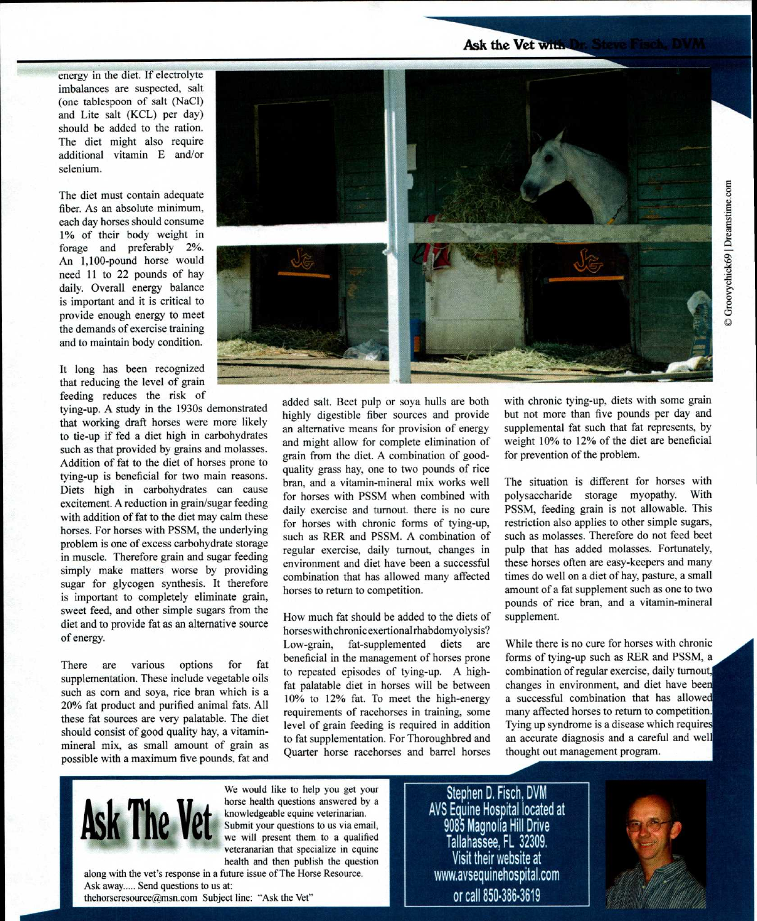energy in the diet. If electrolyte imbalances are suspected, salt (one tablespoon of salt (NaCl) and Lite salt (KCL) per day) should be added to the ration. The diet might also require additional vitamin E and/or selenium.

The diet must contain adequate fiber. As an absolute minimum, each day horses should consume 1% of their body weight in forage and preferably 2%. An 1,100-pound horse would need 11 to 22 pounds of hay daily. Overall energy balance is important and it is critical to provide enough energy to meet the demands of exercise training and to maintain body condition.

It long has been recognized that reducing the level of grain feeding reduces the risk of tying-up. A study in the 1930s demonstrated that working draft horses were more likely to tie-up if fed a diet high in carbohydrates such as that provided by grains and molasses. Addition of fat to the diet of horses prone to tying-up is beneficial for two main reasons. Diets high in carbohydrates can cause excitement. A reduction in grain/sugar feeding with addition of fat to the diet may calm these horses. For horses with PSSM, the underlying problem is one of excess carbohydrate storage in muscle. Therefore grain and sugar feeding simply make matters worse by providing sugar for glycogen synthesis. It therefore is important to completely eliminate grain, sweet feed, and other simple sugars from the diet and to provide fat as an alternative source of energy.

There are various options for fat supplementation. These include vegetable oils such as corn and soya, rice bran which is a 20% fat product and purified animal fats. All these fat sources are very palatable. The diet should consist of good quality hay, a vitamin-mineral mix, as small amount of grain as possible with a maximum five pounds, fat and added salt. Beet pulp or soya hulls are both highly digestible fiber sources and provide an alternative means for provision of energy and might allow for complete elimination of grain from the diet. A combination of good-quality grass hay, one to two pounds of rice bran, and a vitamin-mineral mix works well for horses with PSSM when combined with daily exercise and turnout. there is no cure for horses with chronic forms of tying-up, such as RER and PSSM. A combination of regular exercise, daily turnout, changes in environment and diet have been a successful combination that has allowed many affected horses to return to competition.

How much fat should be added to the diets of horses with chronic exertional rhabdomyolysis? Low-grain, fat-supplemented diets are beneficial in the management of horses prone to repeated episodes of tying-up. A high-fat palatable diet in horses will be between 10% to 12% fat. To meet the high-energy requirements of racehorses in training, some level of grain feeding is required in addition to fat supplementation. For Thoroughbred and Quarter horse racehorses and barrel horses with chronic tying-up, diets with some grain but not more than five pounds per day and supplemental fat such that fat represents, by weight 10% to 12% of the diet are beneficial for prevention of the problem.

The situation is different for horses with polysaccharide storage myopathy. With PSSM, feeding grain is not allowable. This restriction also applies to other simple sugars, such as molasses. Therefore do not feed beet pulp that has added molasses. Fortunately, these horses often are easy-keepers and many times do well on a diet of hay, pasture, a small amount of a fat supplement such as one to two pounds of rice bran, and a vitamin-mineral supplement.

While there is no cure for horses with chronic forms of tying-up such as RER and PSSM, a combination of regular exercise, daily turnout, changes in environment, and diet have been a successful combination that has allowed many affected horses to return to competition. Tying up syndrome is a disease which requires an accurate diagnosis and a careful and well thought out management program.

© Groovychick69 | Dreamstime.com

**Ask The Vet**

We would like to help you get your horse health questions answered by a knowledgeable equine veterinarian. Submit your questions to us via email, we will present them to a qualified veteranarian that specialize in equine health and then publish the question along with the vet's response in a future issue of The Horse Resource. Ask away..... Send questions to us at: thehorseresource@msn.com Subject line: "Ask the Vet"

**Stephen D. Fisch, DVM**
**AVS Equine Hospital located at**
**9085 Magnolia Hill Drive**
**Tallahassee, FL 32309.**
**Visit their website at**
**www.avsequinehospital.com**
**or call 850-386-3619**